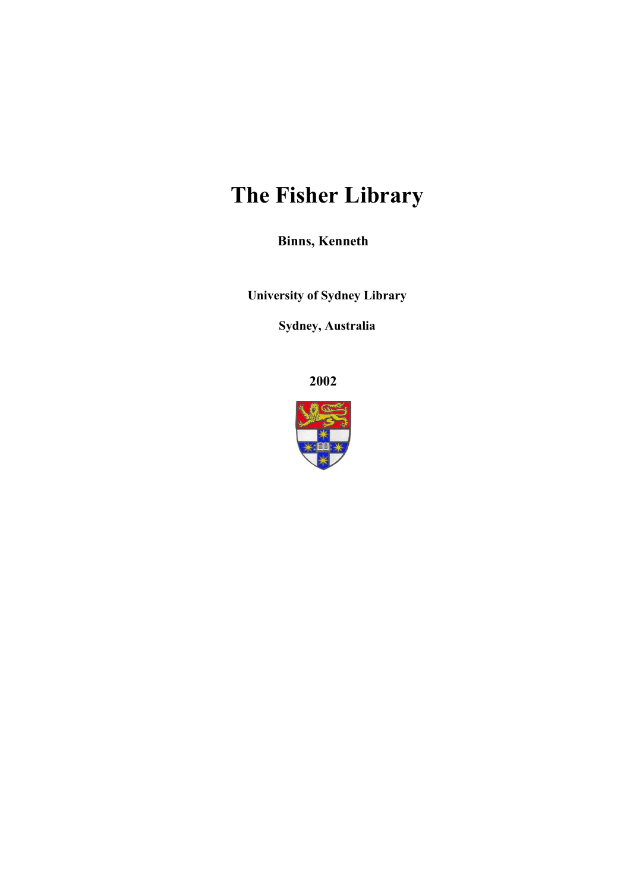# The Fisher Library

**Binns, Kenneth**

**University of Sydney Library**

**Sydney, Australia**

**2002**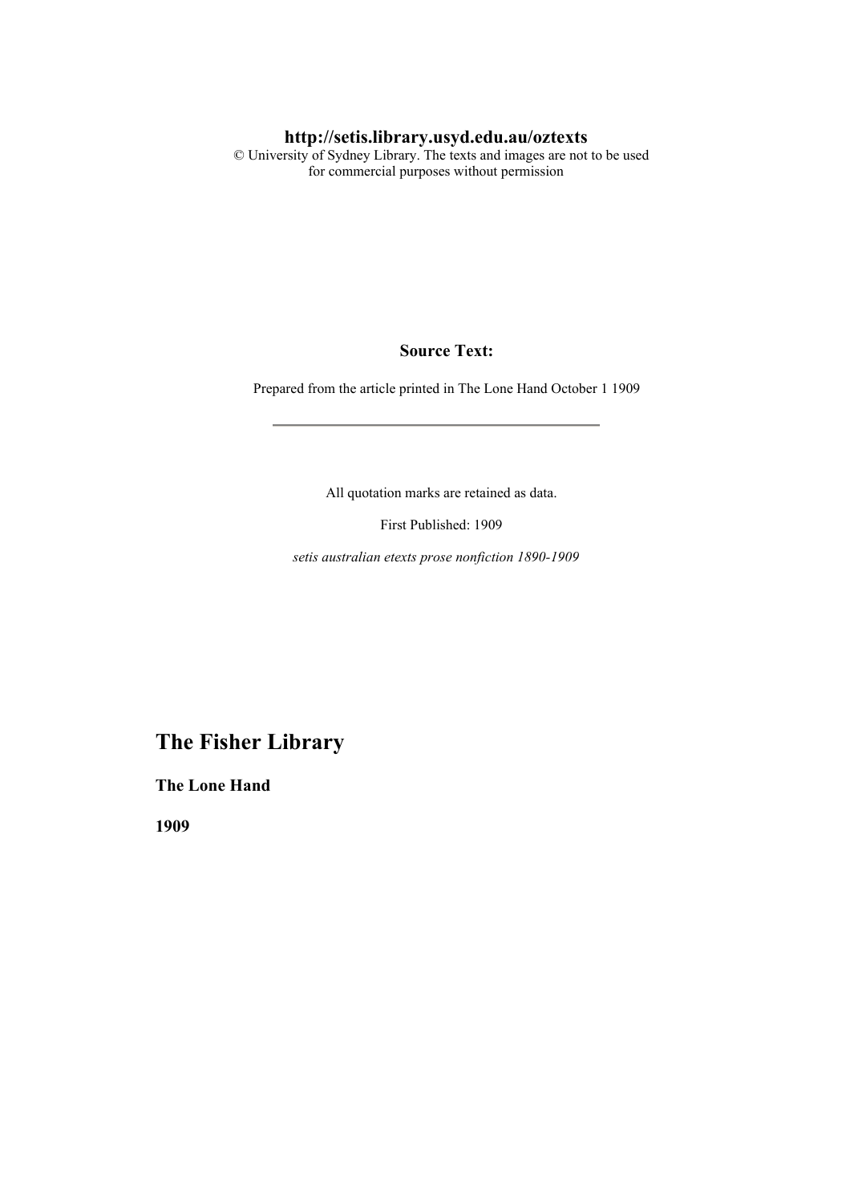**http://setis.library.usyd.edu.au/oztexts**
© University of Sydney Library. The texts and images are not to be used for commercial purposes without permission

**Source Text:**

Prepared from the article printed in The Lone Hand October 1 1909

---

All quotation marks are retained as data.

First Published: 1909

*setis australian etexts prose nonfiction 1890-1909*

# The Fisher Library

### The Lone Hand

### 1909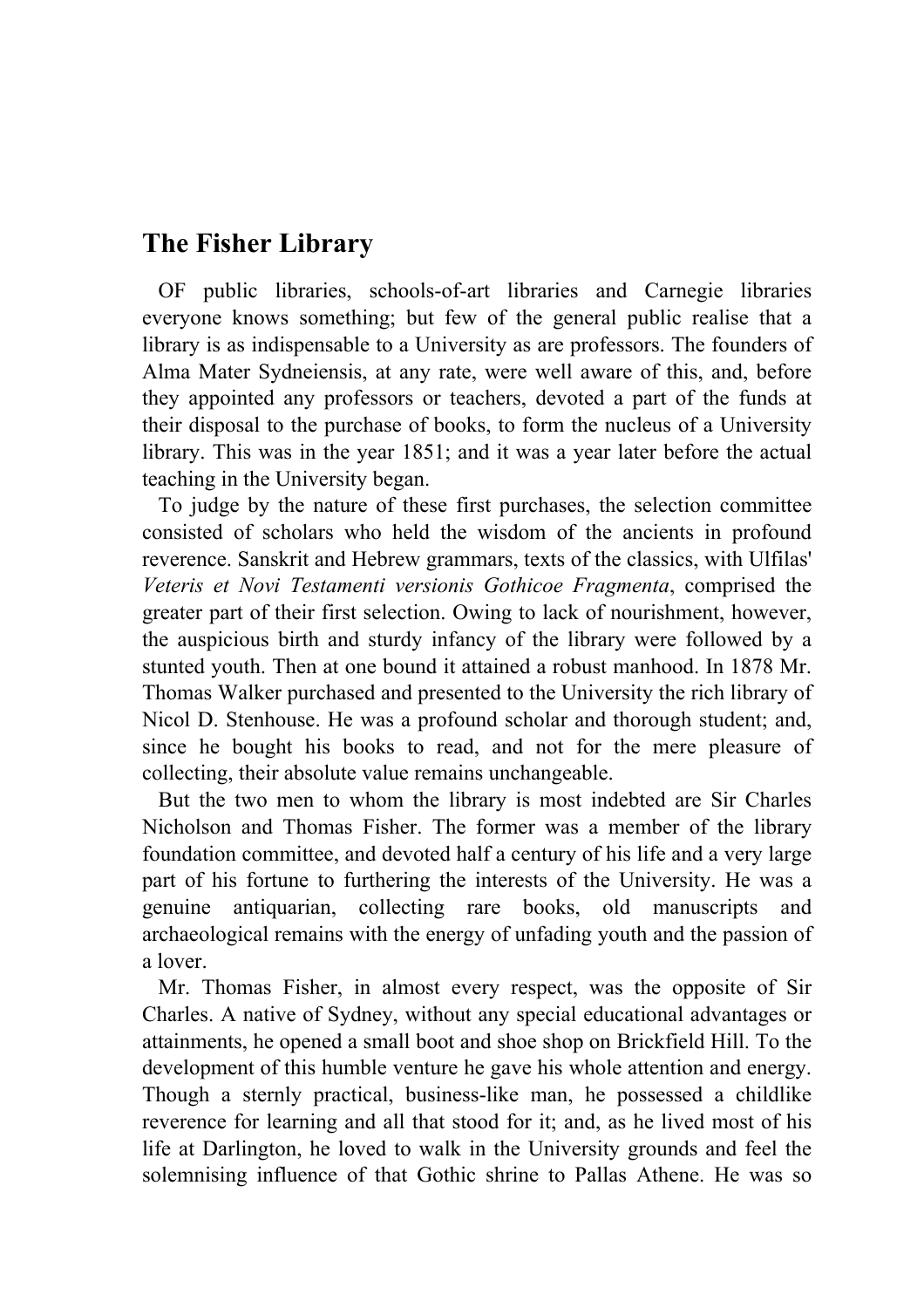## The Fisher Library

OF public libraries, schools-of-art libraries and Carnegie libraries everyone knows something; but few of the general public realise that a library is as indispensable to a University as are professors. The founders of Alma Mater Sydneiensis, at any rate, were well aware of this, and, before they appointed any professors or teachers, devoted a part of the funds at their disposal to the purchase of books, to form the nucleus of a University library. This was in the year 1851; and it was a year later before the actual teaching in the University began.

To judge by the nature of these first purchases, the selection committee consisted of scholars who held the wisdom of the ancients in profound reverence. Sanskrit and Hebrew grammars, texts of the classics, with Ulfilas' *Veteris et Novi Testamenti versionis Gothicoe Fragmenta*, comprised the greater part of their first selection. Owing to lack of nourishment, however, the auspicious birth and sturdy infancy of the library were followed by a stunted youth. Then at one bound it attained a robust manhood. In 1878 Mr. Thomas Walker purchased and presented to the University the rich library of Nicol D. Stenhouse. He was a profound scholar and thorough student; and, since he bought his books to read, and not for the mere pleasure of collecting, their absolute value remains unchangeable.

But the two men to whom the library is most indebted are Sir Charles Nicholson and Thomas Fisher. The former was a member of the library foundation committee, and devoted half a century of his life and a very large part of his fortune to furthering the interests of the University. He was a genuine antiquarian, collecting rare books, old manuscripts and archaeological remains with the energy of unfading youth and the passion of a lover.

Mr. Thomas Fisher, in almost every respect, was the opposite of Sir Charles. A native of Sydney, without any special educational advantages or attainments, he opened a small boot and shoe shop on Brickfield Hill. To the development of this humble venture he gave his whole attention and energy. Though a sternly practical, business-like man, he possessed a childlike reverence for learning and all that stood for it; and, as he lived most of his life at Darlington, he loved to walk in the University grounds and feel the solemnising influence of that Gothic shrine to Pallas Athene. He was so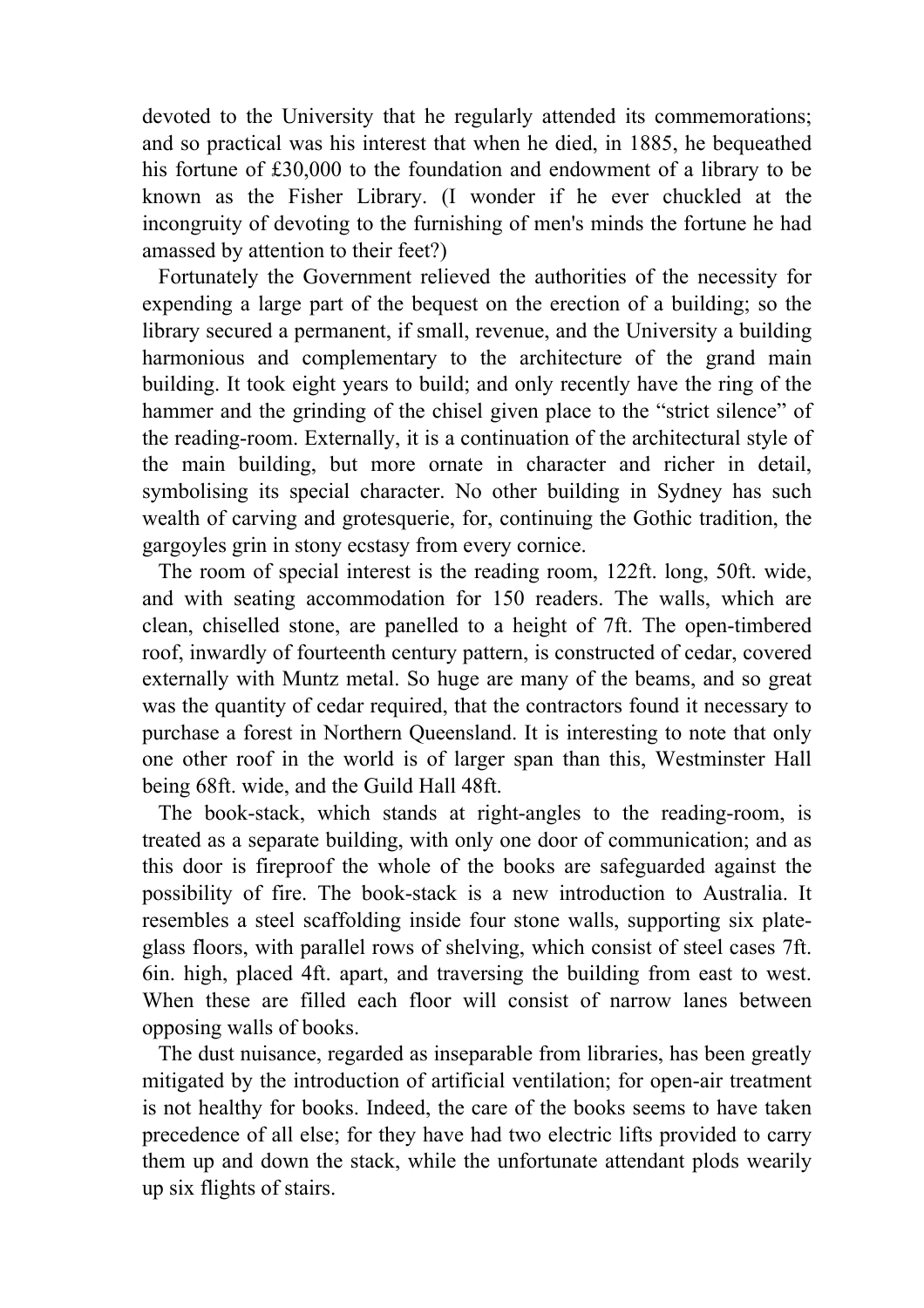devoted to the University that he regularly attended its commemorations; and so practical was his interest that when he died, in 1885, he bequeathed his fortune of £30,000 to the foundation and endowment of a library to be known as the Fisher Library. (I wonder if he ever chuckled at the incongruity of devoting to the furnishing of men's minds the fortune he had amassed by attention to their feet?)

Fortunately the Government relieved the authorities of the necessity for expending a large part of the bequest on the erection of a building; so the library secured a permanent, if small, revenue, and the University a building harmonious and complementary to the architecture of the grand main building. It took eight years to build; and only recently have the ring of the hammer and the grinding of the chisel given place to the "strict silence" of the reading-room. Externally, it is a continuation of the architectural style of the main building, but more ornate in character and richer in detail, symbolising its special character. No other building in Sydney has such wealth of carving and grotesquerie, for, continuing the Gothic tradition, the gargoyles grin in stony ecstasy from every cornice.

The room of special interest is the reading room, 122ft. long, 50ft. wide, and with seating accommodation for 150 readers. The walls, which are clean, chiselled stone, are panelled to a height of 7ft. The open-timbered roof, inwardly of fourteenth century pattern, is constructed of cedar, covered externally with Muntz metal. So huge are many of the beams, and so great was the quantity of cedar required, that the contractors found it necessary to purchase a forest in Northern Queensland. It is interesting to note that only one other roof in the world is of larger span than this, Westminster Hall being 68ft. wide, and the Guild Hall 48ft.

The book-stack, which stands at right-angles to the reading-room, is treated as a separate building, with only one door of communication; and as this door is fireproof the whole of the books are safeguarded against the possibility of fire. The book-stack is a new introduction to Australia. It resembles a steel scaffolding inside four stone walls, supporting six plate-glass floors, with parallel rows of shelving, which consist of steel cases 7ft. 6in. high, placed 4ft. apart, and traversing the building from east to west. When these are filled each floor will consist of narrow lanes between opposing walls of books.

The dust nuisance, regarded as inseparable from libraries, has been greatly mitigated by the introduction of artificial ventilation; for open-air treatment is not healthy for books. Indeed, the care of the books seems to have taken precedence of all else; for they have had two electric lifts provided to carry them up and down the stack, while the unfortunate attendant plods wearily up six flights of stairs.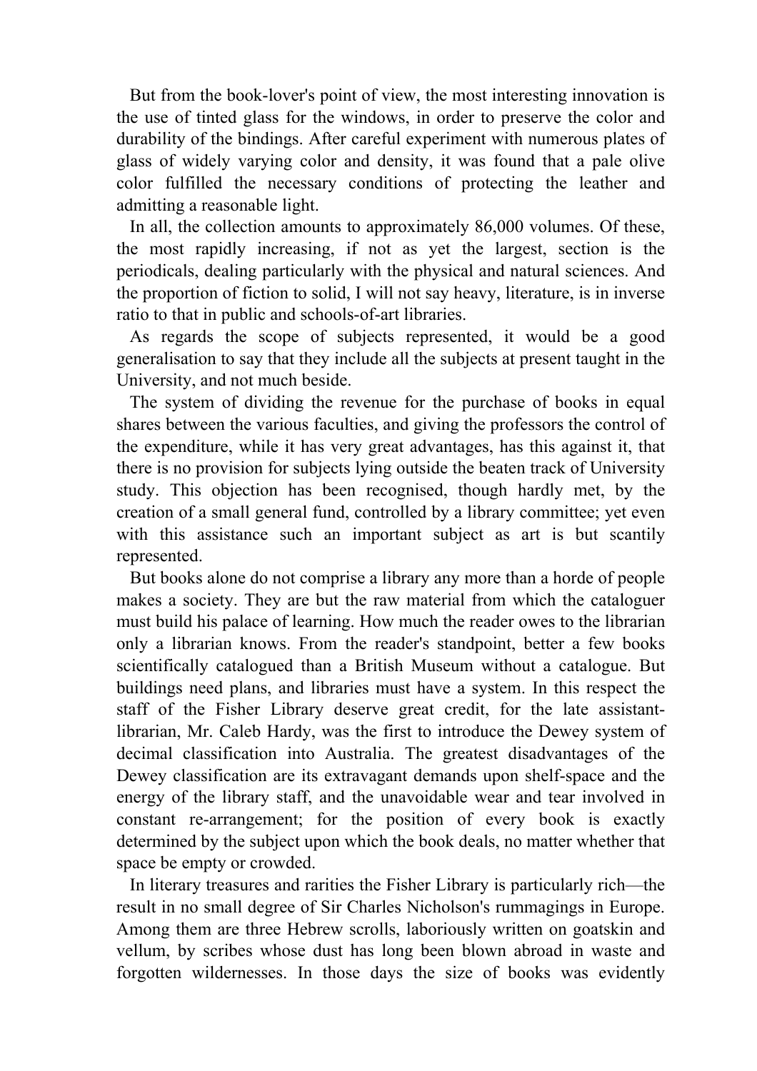But from the book-lover's point of view, the most interesting innovation is the use of tinted glass for the windows, in order to preserve the color and durability of the bindings. After careful experiment with numerous plates of glass of widely varying color and density, it was found that a pale olive color fulfilled the necessary conditions of protecting the leather and admitting a reasonable light.

In all, the collection amounts to approximately 86,000 volumes. Of these, the most rapidly increasing, if not as yet the largest, section is the periodicals, dealing particularly with the physical and natural sciences. And the proportion of fiction to solid, I will not say heavy, literature, is in inverse ratio to that in public and schools-of-art libraries.

As regards the scope of subjects represented, it would be a good generalisation to say that they include all the subjects at present taught in the University, and not much beside.

The system of dividing the revenue for the purchase of books in equal shares between the various faculties, and giving the professors the control of the expenditure, while it has very great advantages, has this against it, that there is no provision for subjects lying outside the beaten track of University study. This objection has been recognised, though hardly met, by the creation of a small general fund, controlled by a library committee; yet even with this assistance such an important subject as art is but scantily represented.

But books alone do not comprise a library any more than a horde of people makes a society. They are but the raw material from which the cataloguer must build his palace of learning. How much the reader owes to the librarian only a librarian knows. From the reader's standpoint, better a few books scientifically catalogued than a British Museum without a catalogue. But buildings need plans, and libraries must have a system. In this respect the staff of the Fisher Library deserve great credit, for the late assistant-librarian, Mr. Caleb Hardy, was the first to introduce the Dewey system of decimal classification into Australia. The greatest disadvantages of the Dewey classification are its extravagant demands upon shelf-space and the energy of the library staff, and the unavoidable wear and tear involved in constant re-arrangement; for the position of every book is exactly determined by the subject upon which the book deals, no matter whether that space be empty or crowded.

In literary treasures and rarities the Fisher Library is particularly rich—the result in no small degree of Sir Charles Nicholson's rummagings in Europe. Among them are three Hebrew scrolls, laboriously written on goatskin and vellum, by scribes whose dust has long been blown abroad in waste and forgotten wildernesses. In those days the size of books was evidently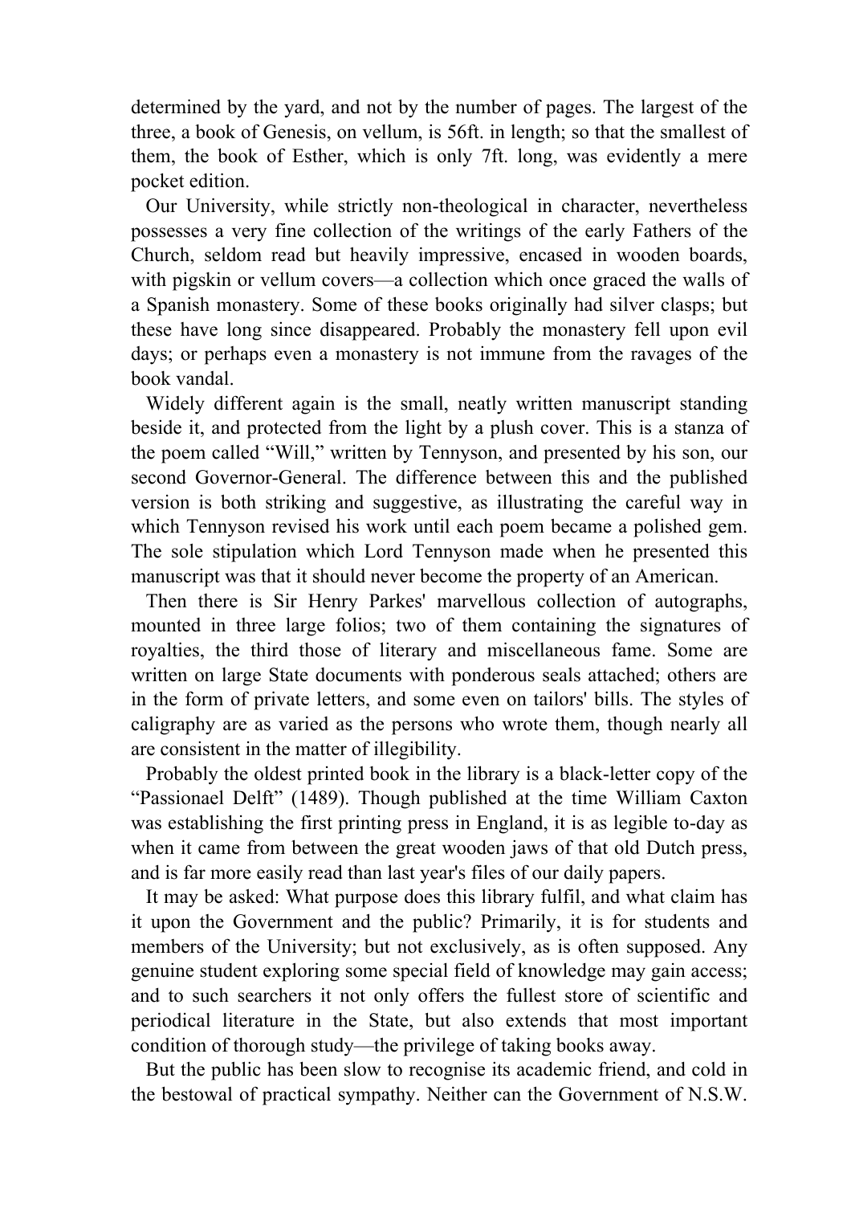determined by the yard, and not by the number of pages. The largest of the three, a book of Genesis, on vellum, is 56ft. in length; so that the smallest of them, the book of Esther, which is only 7ft. long, was evidently a mere pocket edition.

Our University, while strictly non-theological in character, nevertheless possesses a very fine collection of the writings of the early Fathers of the Church, seldom read but heavily impressive, encased in wooden boards, with pigskin or vellum covers—a collection which once graced the walls of a Spanish monastery. Some of these books originally had silver clasps; but these have long since disappeared. Probably the monastery fell upon evil days; or perhaps even a monastery is not immune from the ravages of the book vandal.

Widely different again is the small, neatly written manuscript standing beside it, and protected from the light by a plush cover. This is a stanza of the poem called "Will," written by Tennyson, and presented by his son, our second Governor-General. The difference between this and the published version is both striking and suggestive, as illustrating the careful way in which Tennyson revised his work until each poem became a polished gem. The sole stipulation which Lord Tennyson made when he presented this manuscript was that it should never become the property of an American.

Then there is Sir Henry Parkes' marvellous collection of autographs, mounted in three large folios; two of them containing the signatures of royalties, the third those of literary and miscellaneous fame. Some are written on large State documents with ponderous seals attached; others are in the form of private letters, and some even on tailors' bills. The styles of caligraphy are as varied as the persons who wrote them, though nearly all are consistent in the matter of illegibility.

Probably the oldest printed book in the library is a black-letter copy of the "Passionael Delft" (1489). Though published at the time William Caxton was establishing the first printing press in England, it is as legible to-day as when it came from between the great wooden jaws of that old Dutch press, and is far more easily read than last year's files of our daily papers.

It may be asked: What purpose does this library fulfil, and what claim has it upon the Government and the public? Primarily, it is for students and members of the University; but not exclusively, as is often supposed. Any genuine student exploring some special field of knowledge may gain access; and to such searchers it not only offers the fullest store of scientific and periodical literature in the State, but also extends that most important condition of thorough study—the privilege of taking books away.

But the public has been slow to recognise its academic friend, and cold in the bestowal of practical sympathy. Neither can the Government of N.S.W.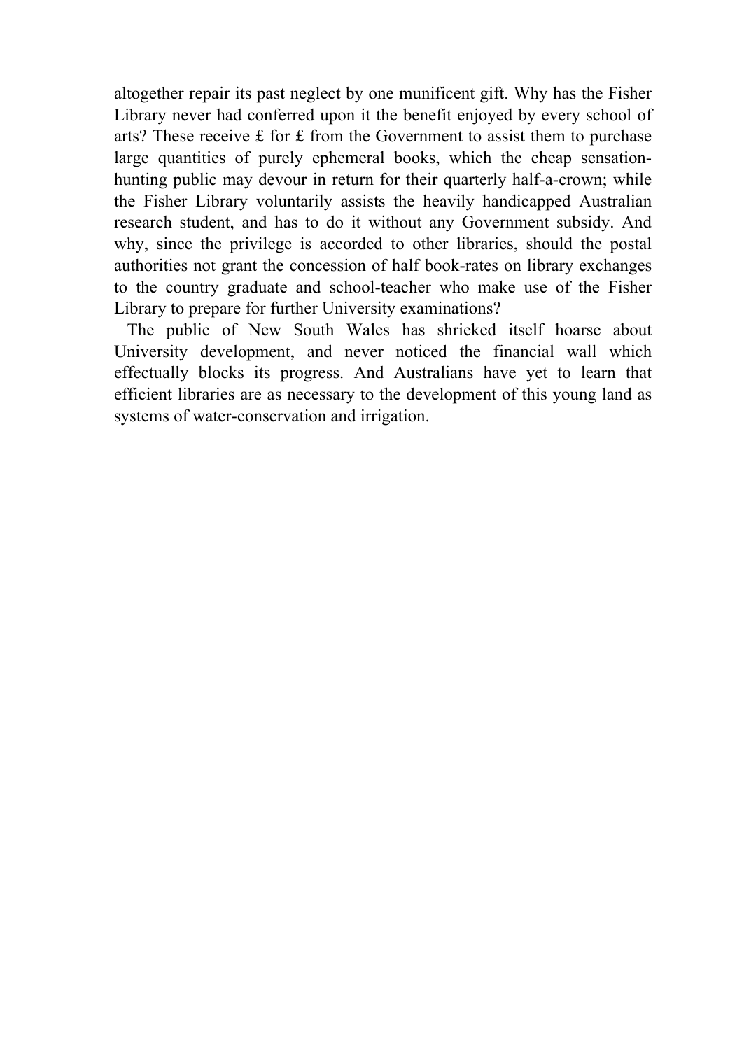altogether repair its past neglect by one munificent gift. Why has the Fisher Library never had conferred upon it the benefit enjoyed by every school of arts? These receive £ for £ from the Government to assist them to purchase large quantities of purely ephemeral books, which the cheap sensation-hunting public may devour in return for their quarterly half-a-crown; while the Fisher Library voluntarily assists the heavily handicapped Australian research student, and has to do it without any Government subsidy. And why, since the privilege is accorded to other libraries, should the postal authorities not grant the concession of half book-rates on library exchanges to the country graduate and school-teacher who make use of the Fisher Library to prepare for further University examinations?

The public of New South Wales has shrieked itself hoarse about University development, and never noticed the financial wall which effectually blocks its progress. And Australians have yet to learn that efficient libraries are as necessary to the development of this young land as systems of water-conservation and irrigation.